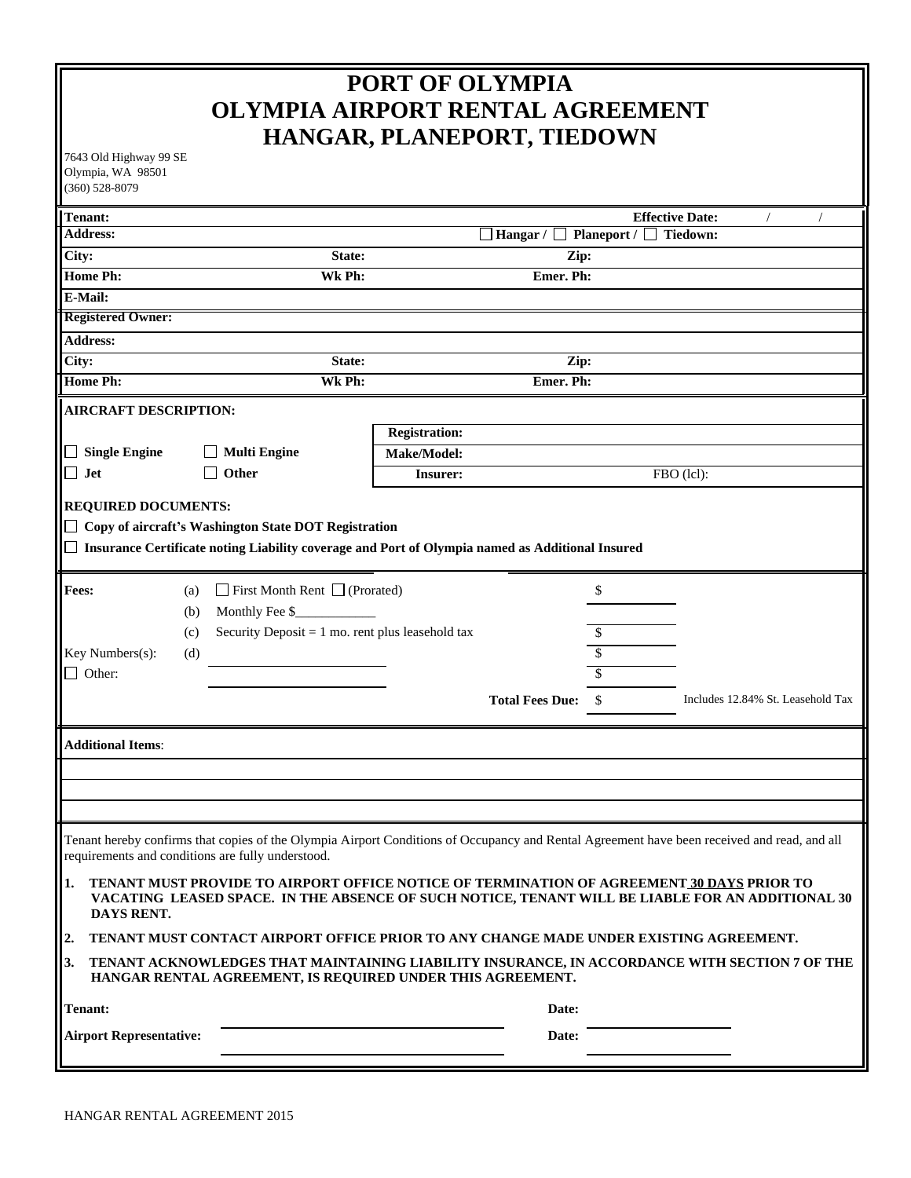# PORT OF OLYMPIA
# OLYMPIA AIRPORT RENTAL AGREEMENT
# HANGAR, PLANEPORT, TIEDOWN

7643 Old Highway 99 SE
Olympia, WA 98501
(360) 528-8079

| | | | |
|---|---|---|---|
| **Tenant:** | | | **Effective Date:** / / |
| **Address:** | | ☐ **Hangar** / ☐ **Planeport** / ☐ **Tiedown:** | |
| **City:** | **State:** | **Zip:** | |
| **Home Ph:** | **Wk Ph:** | **Emer. Ph:** | |
| **E-Mail:** | | | |
| **Registered Owner:** | | | |
| **Address:** | | | |
| **City:** | **State:** | **Zip:** | |
| **Home Ph:** | **Wk Ph:** | **Emer. Ph:** | |

**AIRCRAFT DESCRIPTION:**

| | | | |
|---|---|---|---|
| | | **Registration:** | |
| ☐ **Single Engine** | ☐ **Multi Engine** | **Make/Model:** | |
| ☐ **Jet** | ☐ **Other** | **Insurer:** | FBO (lcl): |

**REQUIRED DOCUMENTS:**

☐ **Copy of aircraft's Washington State DOT Registration**

☐ **Insurance Certificate noting Liability coverage and Port of Olympia named as Additional Insured**

| | | | |
|---|---|---|---|
| **Fees:** | (a) | ☐ First Month Rent ☐ (Prorated) | $ |
| | (b) | Monthly Fee $____________ | |
| | (c) | Security Deposit = 1 mo. rent plus leasehold tax | $ |
| Key Numbers(s): | (d) | | $ |
| ☐ Other: | | | $ |
| | | **Total Fees Due:** | $ Includes 12.84% St. Leasehold Tax |

**Additional Items**:

Tenant hereby confirms that copies of the Olympia Airport Conditions of Occupancy and Rental Agreement have been received and read, and all requirements and conditions are fully understood.

1. **TENANT MUST PROVIDE TO AIRPORT OFFICE NOTICE OF TERMINATION OF AGREEMENT 30 DAYS PRIOR TO VACATING LEASED SPACE. IN THE ABSENCE OF SUCH NOTICE, TENANT WILL BE LIABLE FOR AN ADDITIONAL 30 DAYS RENT.**
2. **TENANT MUST CONTACT AIRPORT OFFICE PRIOR TO ANY CHANGE MADE UNDER EXISTING AGREEMENT.**
3. **TENANT ACKNOWLEDGES THAT MAINTAINING LIABILITY INSURANCE, IN ACCORDANCE WITH SECTION 7 OF THE HANGAR RENTAL AGREEMENT, IS REQUIRED UNDER THIS AGREEMENT.**

**Tenant:** ______________________ **Date:** ____________

**Airport Representative:** ______________________ **Date:** ____________

HANGAR RENTAL AGREEMENT 2015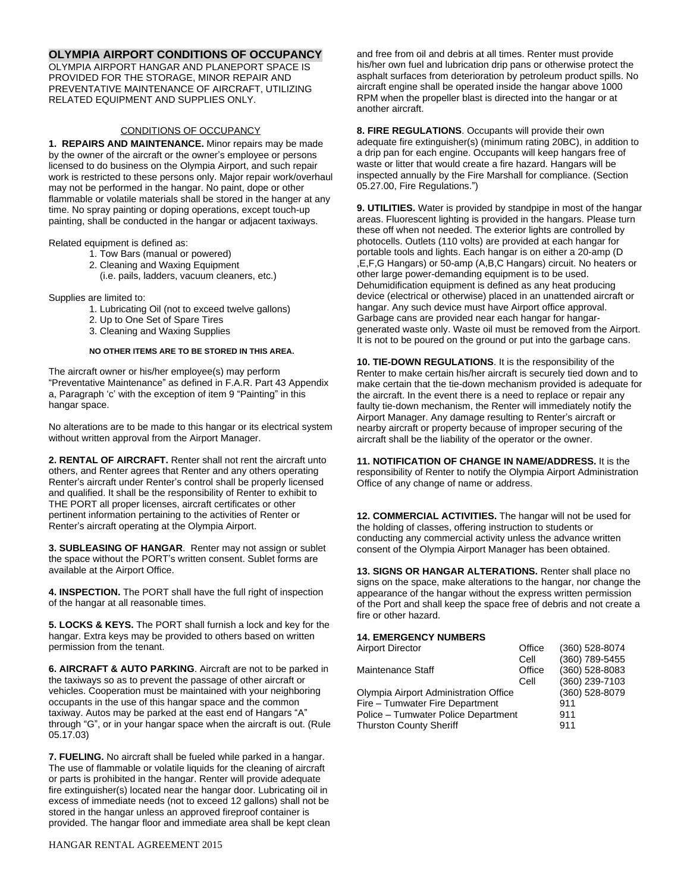# OLYMPIA AIRPORT CONDITIONS OF OCCUPANCY

OLYMPIA AIRPORT HANGAR AND PLANEPORT SPACE IS PROVIDED FOR THE STORAGE, MINOR REPAIR AND PREVENTATIVE MAINTENANCE OF AIRCRAFT, UTILIZING RELATED EQUIPMENT AND SUPPLIES ONLY.

## CONDITIONS OF OCCUPANCY

**1. REPAIRS AND MAINTENANCE.** Minor repairs may be made by the owner of the aircraft or the owner's employee or persons licensed to do business on the Olympia Airport, and such repair work is restricted to these persons only. Major repair work/overhaul may not be performed in the hangar. No paint, dope or other flammable or volatile materials shall be stored in the hanger at any time. No spray painting or doping operations, except touch-up painting, shall be conducted in the hangar or adjacent taxiways.

Related equipment is defined as:

1. Tow Bars (manual or powered)
2. Cleaning and Waxing Equipment
   (i.e. pails, ladders, vacuum cleaners, etc.)

Supplies are limited to:

1. Lubricating Oil (not to exceed twelve gallons)
2. Up to One Set of Spare Tires
3. Cleaning and Waxing Supplies

**NO OTHER ITEMS ARE TO BE STORED IN THIS AREA.**

The aircraft owner or his/her employee(s) may perform "Preventative Maintenance" as defined in F.A.R. Part 43 Appendix a, Paragraph 'c' with the exception of item 9 "Painting" in this hangar space.

No alterations are to be made to this hangar or its electrical system without written approval from the Airport Manager.

**2. RENTAL OF AIRCRAFT.** Renter shall not rent the aircraft unto others, and Renter agrees that Renter and any others operating Renter's aircraft under Renter's control shall be properly licensed and qualified. It shall be the responsibility of Renter to exhibit to THE PORT all proper licenses, aircraft certificates or other pertinent information pertaining to the activities of Renter or Renter's aircraft operating at the Olympia Airport.

**3. SUBLEASING OF HANGAR**. Renter may not assign or sublet the space without the PORT's written consent. Sublet forms are available at the Airport Office.

**4. INSPECTION.** The PORT shall have the full right of inspection of the hangar at all reasonable times.

**5. LOCKS & KEYS.** The PORT shall furnish a lock and key for the hangar. Extra keys may be provided to others based on written permission from the tenant.

**6. AIRCRAFT & AUTO PARKING**. Aircraft are not to be parked in the taxiways so as to prevent the passage of other aircraft or vehicles. Cooperation must be maintained with your neighboring occupants in the use of this hangar space and the common taxiway. Autos may be parked at the east end of Hangars "A" through "G", or in your hangar space when the aircraft is out. (Rule 05.17.03)

**7. FUELING.** No aircraft shall be fueled while parked in a hangar. The use of flammable or volatile liquids for the cleaning of aircraft or parts is prohibited in the hangar. Renter will provide adequate fire extinguisher(s) located near the hangar door. Lubricating oil in excess of immediate needs (not to exceed 12 gallons) shall not be stored in the hangar unless an approved fireproof container is provided. The hangar floor and immediate area shall be kept clean and free from oil and debris at all times. Renter must provide his/her own fuel and lubrication drip pans or otherwise protect the asphalt surfaces from deterioration by petroleum product spills. No aircraft engine shall be operated inside the hangar above 1000 RPM when the propeller blast is directed into the hangar or at another aircraft.

**8. FIRE REGULATIONS**. Occupants will provide their own adequate fire extinguisher(s) (minimum rating 20BC), in addition to a drip pan for each engine. Occupants will keep hangars free of waste or litter that would create a fire hazard. Hangars will be inspected annually by the Fire Marshall for compliance. (Section 05.27.00, Fire Regulations.")

**9. UTILITIES.** Water is provided by standpipe in most of the hangar areas. Fluorescent lighting is provided in the hangars. Please turn these off when not needed. The exterior lights are controlled by photocells. Outlets (110 volts) are provided at each hangar for portable tools and lights. Each hangar is on either a 20-amp (D ,E,F,G Hangars) or 50-amp (A,B,C Hangars) circuit. No heaters or other large power-demanding equipment is to be used. Dehumidification equipment is defined as any heat producing device (electrical or otherwise) placed in an unattended aircraft or hangar. Any such device must have Airport office approval. Garbage cans are provided near each hangar for hangar-generated waste only. Waste oil must be removed from the Airport. It is not to be poured on the ground or put into the garbage cans.

**10. TIE-DOWN REGULATIONS**. It is the responsibility of the Renter to make certain his/her aircraft is securely tied down and to make certain that the tie-down mechanism provided is adequate for the aircraft. In the event there is a need to replace or repair any faulty tie-down mechanism, the Renter will immediately notify the Airport Manager. Any damage resulting to Renter's aircraft or nearby aircraft or property because of improper securing of the aircraft shall be the liability of the operator or the owner.

**11. NOTIFICATION OF CHANGE IN NAME/ADDRESS.** It is the responsibility of Renter to notify the Olympia Airport Administration Office of any change of name or address.

**12. COMMERCIAL ACTIVITIES.** The hangar will not be used for the holding of classes, offering instruction to students or conducting any commercial activity unless the advance written consent of the Olympia Airport Manager has been obtained.

**13. SIGNS OR HANGAR ALTERATIONS.** Renter shall place no signs on the space, make alterations to the hangar, nor change the appearance of the hangar without the express written permission of the Port and shall keep the space free of debris and not create a fire or other hazard.

**14. EMERGENCY NUMBERS**

| | | |
|---|---|---|
| Airport Director | Office | (360) 528-8074 |
| | Cell | (360) 789-5455 |
| Maintenance Staff | Office | (360) 528-8083 |
| | Cell | (360) 239-7103 |
| Olympia Airport Administration Office | | (360) 528-8079 |
| Fire – Tumwater Fire Department | | 911 |
| Police – Tumwater Police Department | | 911 |
| Thurston County Sheriff | | 911 |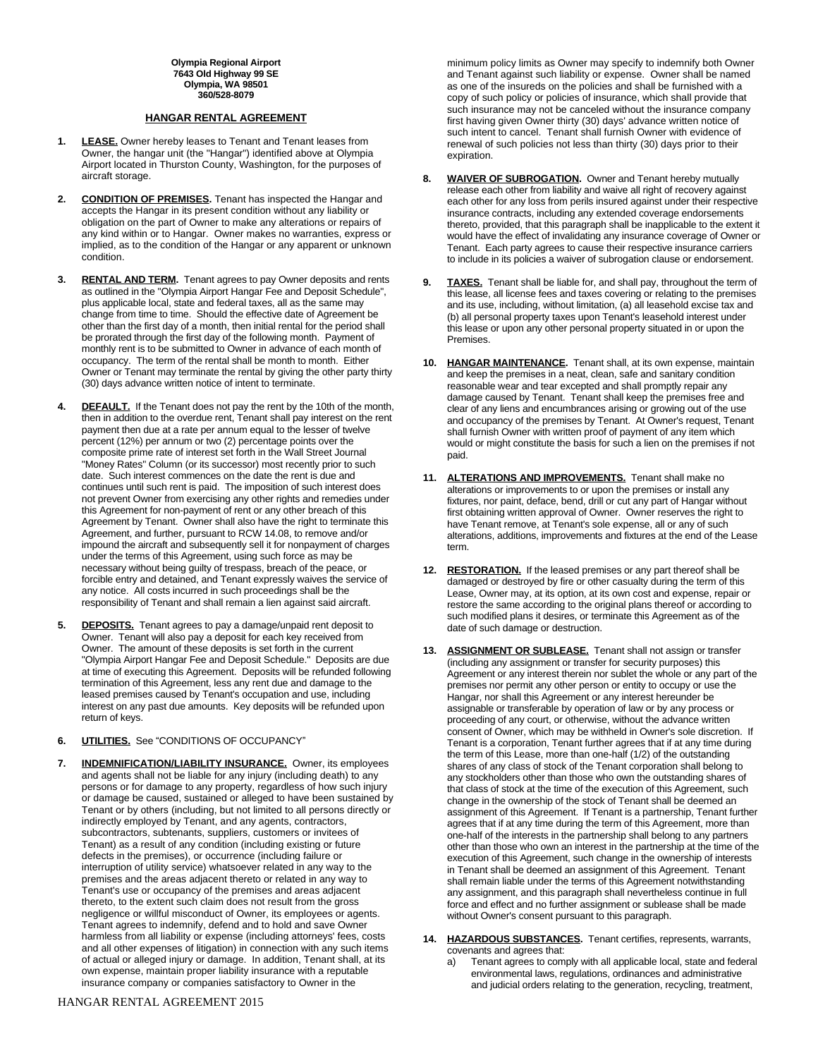**Olympia Regional Airport**
**7643 Old Highway 99 SE**
**Olympia, WA 98501**
**360/528-8079**

## HANGAR RENTAL AGREEMENT

1. **LEASE.** Owner hereby leases to Tenant and Tenant leases from Owner, the hangar unit (the "Hangar") identified above at Olympia Airport located in Thurston County, Washington, for the purposes of aircraft storage.

2. **CONDITION OF PREMISES.** Tenant has inspected the Hangar and accepts the Hangar in its present condition without any liability or obligation on the part of Owner to make any alterations or repairs of any kind within or to Hangar. Owner makes no warranties, express or implied, as to the condition of the Hangar or any apparent or unknown condition.

3. **RENTAL AND TERM.** Tenant agrees to pay Owner deposits and rents as outlined in the "Olympia Airport Hangar Fee and Deposit Schedule", plus applicable local, state and federal taxes, all as the same may change from time to time. Should the effective date of Agreement be other than the first day of a month, then initial rental for the period shall be prorated through the first day of the following month. Payment of monthly rent is to be submitted to Owner in advance of each month of occupancy. The term of the rental shall be month to month. Either Owner or Tenant may terminate the rental by giving the other party thirty (30) days advance written notice of intent to terminate.

4. **DEFAULT.** If the Tenant does not pay the rent by the 10th of the month, then in addition to the overdue rent, Tenant shall pay interest on the rent payment then due at a rate per annum equal to the lesser of twelve percent (12%) per annum or two (2) percentage points over the composite prime rate of interest set forth in the Wall Street Journal "Money Rates" Column (or its successor) most recently prior to such date. Such interest commences on the date the rent is due and continues until such rent is paid. The imposition of such interest does not prevent Owner from exercising any other rights and remedies under this Agreement for non-payment of rent or any other breach of this Agreement by Tenant. Owner shall also have the right to terminate this Agreement, and further, pursuant to RCW 14.08, to remove and/or impound the aircraft and subsequently sell it for nonpayment of charges under the terms of this Agreement, using such force as may be necessary without being guilty of trespass, breach of the peace, or forcible entry and detained, and Tenant expressly waives the service of any notice. All costs incurred in such proceedings shall be the responsibility of Tenant and shall remain a lien against said aircraft.

5. **DEPOSITS.** Tenant agrees to pay a damage/unpaid rent deposit to Owner. Tenant will also pay a deposit for each key received from Owner. The amount of these deposits is set forth in the current "Olympia Airport Hangar Fee and Deposit Schedule." Deposits are due at time of executing this Agreement. Deposits will be refunded following termination of this Agreement, less any rent due and damage to the leased premises caused by Tenant's occupation and use, including interest on any past due amounts. Key deposits will be refunded upon return of keys.

6. **UTILITIES.** See "CONDITIONS OF OCCUPANCY"

7. **INDEMNIFICATION/LIABILITY INSURANCE.** Owner, its employees and agents shall not be liable for any injury (including death) to any persons or for damage to any property, regardless of how such injury or damage be caused, sustained or alleged to have been sustained by Tenant or by others (including, but not limited to all persons directly or indirectly employed by Tenant, and any agents, contractors, subcontractors, subtenants, suppliers, customers or invitees of Tenant) as a result of any condition (including existing or future defects in the premises), or occurrence (including failure or interruption of utility service) whatsoever related in any way to the premises and the areas adjacent thereto or related in any way to Tenant's use or occupancy of the premises and areas adjacent thereto, to the extent such claim does not result from the gross negligence or willful misconduct of Owner, its employees or agents. Tenant agrees to indemnify, defend and to hold and save Owner harmless from all liability or expense (including attorneys' fees, costs and all other expenses of litigation) in connection with any such items of actual or alleged injury or damage. In addition, Tenant shall, at its own expense, maintain proper liability insurance with a reputable insurance company or companies satisfactory to Owner in the minimum policy limits as Owner may specify to indemnify both Owner and Tenant against such liability or expense. Owner shall be named as one of the insureds on the policies and shall be furnished with a copy of such policy or policies of insurance, which shall provide that such insurance may not be canceled without the insurance company first having given Owner thirty (30) days' advance written notice of such intent to cancel. Tenant shall furnish Owner with evidence of renewal of such policies not less than thirty (30) days prior to their expiration.

8. **WAIVER OF SUBROGATION.** Owner and Tenant hereby mutually release each other from liability and waive all right of recovery against each other for any loss from perils insured against under their respective insurance contracts, including any extended coverage endorsements thereto, provided, that this paragraph shall be inapplicable to the extent it would have the effect of invalidating any insurance coverage of Owner or Tenant. Each party agrees to cause their respective insurance carriers to include in its policies a waiver of subrogation clause or endorsement.

9. **TAXES.** Tenant shall be liable for, and shall pay, throughout the term of this lease, all license fees and taxes covering or relating to the premises and its use, including, without limitation, (a) all leasehold excise tax and (b) all personal property taxes upon Tenant's leasehold interest under this lease or upon any other personal property situated in or upon the Premises.

10. **HANGAR MAINTENANCE.** Tenant shall, at its own expense, maintain and keep the premises in a neat, clean, safe and sanitary condition reasonable wear and tear excepted and shall promptly repair any damage caused by Tenant. Tenant shall keep the premises free and clear of any liens and encumbrances arising or growing out of the use and occupancy of the premises by Tenant. At Owner's request, Tenant shall furnish Owner with written proof of payment of any item which would or might constitute the basis for such a lien on the premises if not paid.

11. **ALTERATIONS AND IMPROVEMENTS.** Tenant shall make no alterations or improvements to or upon the premises or install any fixtures, nor paint, deface, bend, drill or cut any part of Hangar without first obtaining written approval of Owner. Owner reserves the right to have Tenant remove, at Tenant's sole expense, all or any of such alterations, additions, improvements and fixtures at the end of the Lease term.

12. **RESTORATION.** If the leased premises or any part thereof shall be damaged or destroyed by fire or other casualty during the term of this Lease, Owner may, at its option, at its own cost and expense, repair or restore the same according to the original plans thereof or according to such modified plans it desires, or terminate this Agreement as of the date of such damage or destruction.

13. **ASSIGNMENT OR SUBLEASE.** Tenant shall not assign or transfer (including any assignment or transfer for security purposes) this Agreement or any interest therein nor sublet the whole or any part of the premises nor permit any other person or entity to occupy or use the Hangar, nor shall this Agreement or any interest hereunder be assignable or transferable by operation of law or by any process or proceeding of any court, or otherwise, without the advance written consent of Owner, which may be withheld in Owner's sole discretion. If Tenant is a corporation, Tenant further agrees that if at any time during the term of this Lease, more than one-half (1/2) of the outstanding shares of any class of stock of the Tenant corporation shall belong to any stockholders other than those who own the outstanding shares of that class of stock at the time of the execution of this Agreement, such change in the ownership of the stock of Tenant shall be deemed an assignment of this Agreement. If Tenant is a partnership, Tenant further agrees that if at any time during the term of this Agreement, more than one-half of the interests in the partnership shall belong to any partners other than those who own an interest in the partnership at the time of the execution of this Agreement, such change in the ownership of interests in Tenant shall be deemed an assignment of this Agreement. Tenant shall remain liable under the terms of this Agreement notwithstanding any assignment, and this paragraph shall nevertheless continue in full force and effect and no further assignment or sublease shall be made without Owner's consent pursuant to this paragraph.

14. **HAZARDOUS SUBSTANCES.** Tenant certifies, represents, warrants, covenants and agrees that:
    a) Tenant agrees to comply with all applicable local, state and federal environmental laws, regulations, ordinances and administrative and judicial orders relating to the generation, recycling, treatment,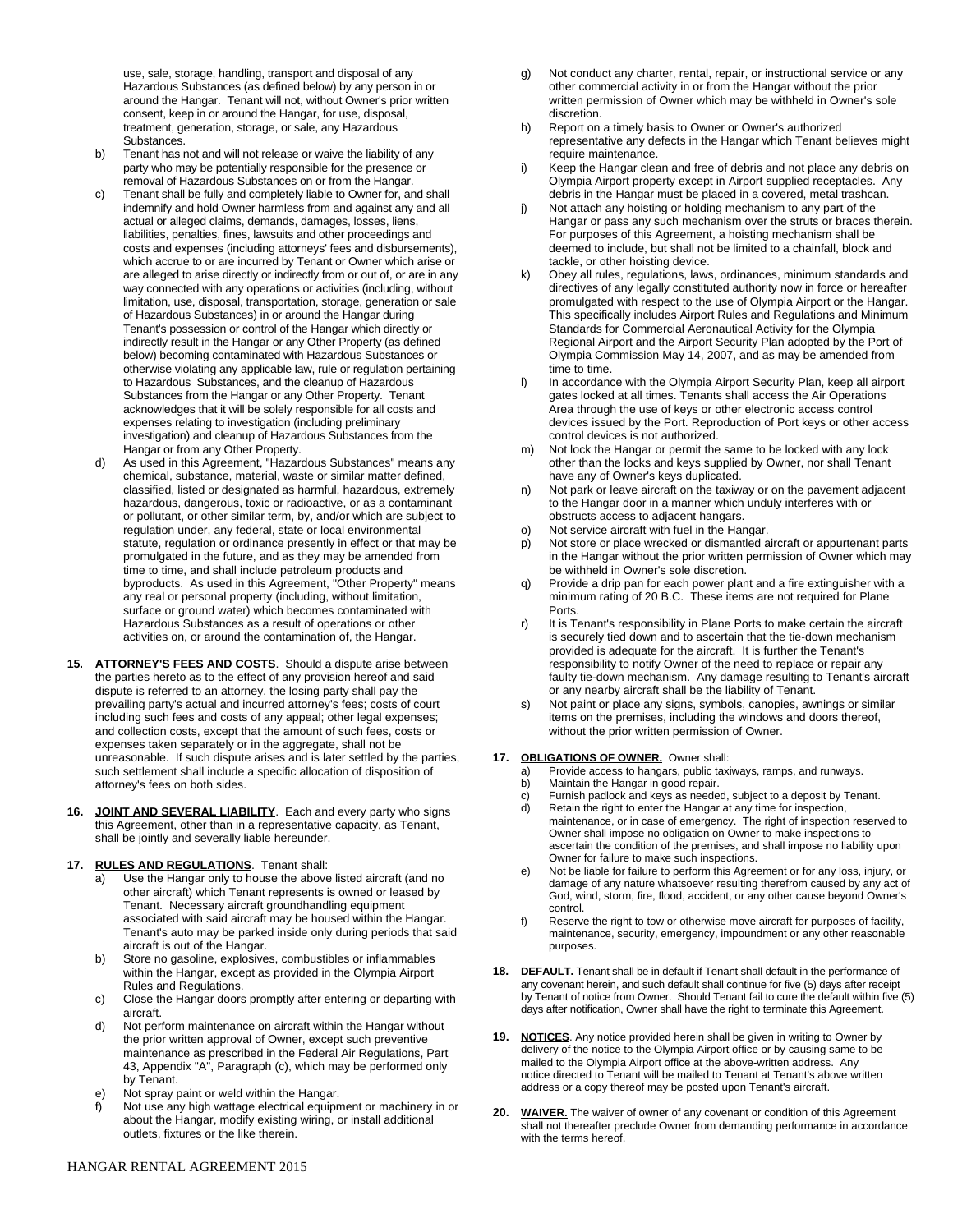use, sale, storage, handling, transport and disposal of any Hazardous Substances (as defined below) by any person in or around the Hangar. Tenant will not, without Owner's prior written consent, keep in or around the Hangar, for use, disposal, treatment, generation, storage, or sale, any Hazardous Substances.

b) Tenant has not and will not release or waive the liability of any party who may be potentially responsible for the presence or removal of Hazardous Substances on or from the Hangar.

c) Tenant shall be fully and completely liable to Owner for, and shall indemnify and hold Owner harmless from and against any and all actual or alleged claims, demands, damages, losses, liens, liabilities, penalties, fines, lawsuits and other proceedings and costs and expenses (including attorneys' fees and disbursements), which accrue to or are incurred by Tenant or Owner which arise or are alleged to arise directly or indirectly from or out of, or are in any way connected with any operations or activities (including, without limitation, use, disposal, transportation, storage, generation or sale of Hazardous Substances) in or around the Hangar during Tenant's possession or control of the Hangar which directly or indirectly result in the Hangar or any Other Property (as defined below) becoming contaminated with Hazardous Substances or otherwise violating any applicable law, rule or regulation pertaining to Hazardous Substances, and the cleanup of Hazardous Substances from the Hangar or any Other Property. Tenant acknowledges that it will be solely responsible for all costs and expenses relating to investigation (including preliminary investigation) and cleanup of Hazardous Substances from the Hangar or from any Other Property.

d) As used in this Agreement, "Hazardous Substances" means any chemical, substance, material, waste or similar matter defined, classified, listed or designated as harmful, hazardous, extremely hazardous, dangerous, toxic or radioactive, or as a contaminant or pollutant, or other similar term, by, and/or which are subject to regulation under, any federal, state or local environmental statute, regulation or ordinance presently in effect or that may be promulgated in the future, and as they may be amended from time to time, and shall include petroleum products and byproducts. As used in this Agreement, "Other Property" means any real or personal property (including, without limitation, surface or ground water) which becomes contaminated with Hazardous Substances as a result of operations or other activities on, or around the contamination of, the Hangar.

**15. ATTORNEY'S FEES AND COSTS**. Should a dispute arise between the parties hereto as to the effect of any provision hereof and said dispute is referred to an attorney, the losing party shall pay the prevailing party's actual and incurred attorney's fees; costs of court including such fees and costs of any appeal; other legal expenses; and collection costs, except that the amount of such fees, costs or expenses taken separately or in the aggregate, shall not be unreasonable. If such dispute arises and is later settled by the parties, such settlement shall include a specific allocation of disposition of attorney's fees on both sides.

**16. JOINT AND SEVERAL LIABILITY**. Each and every party who signs this Agreement, other than in a representative capacity, as Tenant, shall be jointly and severally liable hereunder.

**17. RULES AND REGULATIONS**. Tenant shall:

a) Use the Hangar only to house the above listed aircraft (and no other aircraft) which Tenant represents is owned or leased by Tenant. Necessary aircraft groundhandling equipment associated with said aircraft may be housed within the Hangar. Tenant's auto may be parked inside only during periods that said aircraft is out of the Hangar.

b) Store no gasoline, explosives, combustibles or inflammables within the Hangar, except as provided in the Olympia Airport Rules and Regulations.

c) Close the Hangar doors promptly after entering or departing with aircraft.

d) Not perform maintenance on aircraft within the Hangar without the prior written approval of Owner, except such preventive maintenance as prescribed in the Federal Air Regulations, Part 43, Appendix "A", Paragraph (c), which may be performed only by Tenant.

e) Not spray paint or weld within the Hangar.

f) Not use any high wattage electrical equipment or machinery in or about the Hangar, modify existing wiring, or install additional outlets, fixtures or the like therein.

g) Not conduct any charter, rental, repair, or instructional service or any other commercial activity in or from the Hangar without the prior written permission of Owner which may be withheld in Owner's sole discretion.

h) Report on a timely basis to Owner or Owner's authorized representative any defects in the Hangar which Tenant believes might require maintenance.

i) Keep the Hangar clean and free of debris and not place any debris on Olympia Airport property except in Airport supplied receptacles. Any debris in the Hangar must be placed in a covered, metal trashcan.

j) Not attach any hoisting or holding mechanism to any part of the Hangar or pass any such mechanism over the struts or braces therein. For purposes of this Agreement, a hoisting mechanism shall be deemed to include, but shall not be limited to a chainfall, block and tackle, or other hoisting device.

k) Obey all rules, regulations, laws, ordinances, minimum standards and directives of any legally constituted authority now in force or hereafter promulgated with respect to the use of Olympia Airport or the Hangar. This specifically includes Airport Rules and Regulations and Minimum Standards for Commercial Aeronautical Activity for the Olympia Regional Airport and the Airport Security Plan adopted by the Port of Olympia Commission May 14, 2007, and as may be amended from time to time.

l) In accordance with the Olympia Airport Security Plan, keep all airport gates locked at all times. Tenants shall access the Air Operations Area through the use of keys or other electronic access control devices issued by the Port. Reproduction of Port keys or other access control devices is not authorized.

m) Not lock the Hangar or permit the same to be locked with any lock other than the locks and keys supplied by Owner, nor shall Tenant have any of Owner's keys duplicated.

n) Not park or leave aircraft on the taxiway or on the pavement adjacent to the Hangar door in a manner which unduly interferes with or obstructs access to adjacent hangars.

o) Not service aircraft with fuel in the Hangar.

p) Not store or place wrecked or dismantled aircraft or appurtenant parts in the Hangar without the prior written permission of Owner which may be withheld in Owner's sole discretion.

q) Provide a drip pan for each power plant and a fire extinguisher with a minimum rating of 20 B.C. These items are not required for Plane Ports.

r) It is Tenant's responsibility in Plane Ports to make certain the aircraft is securely tied down and to ascertain that the tie-down mechanism provided is adequate for the aircraft. It is further the Tenant's responsibility to notify Owner of the need to replace or repair any faulty tie-down mechanism. Any damage resulting to Tenant's aircraft or any nearby aircraft shall be the liability of Tenant.

s) Not paint or place any signs, symbols, canopies, awnings or similar items on the premises, including the windows and doors thereof, without the prior written permission of Owner.

**17. OBLIGATIONS OF OWNER.** Owner shall:

a) Provide access to hangars, public taxiways, ramps, and runways.

b) Maintain the Hangar in good repair.

c) Furnish padlock and keys as needed, subject to a deposit by Tenant.

d) Retain the right to enter the Hangar at any time for inspection, maintenance, or in case of emergency. The right of inspection reserved to Owner shall impose no obligation on Owner to make inspections to ascertain the condition of the premises, and shall impose no liability upon Owner for failure to make such inspections.

e) Not be liable for failure to perform this Agreement or for any loss, injury, or damage of any nature whatsoever resulting therefrom caused by any act of God, wind, storm, fire, flood, accident, or any other cause beyond Owner's control.

f) Reserve the right to tow or otherwise move aircraft for purposes of facility, maintenance, security, emergency, impoundment or any other reasonable purposes.

**18. DEFAULT.** Tenant shall be in default if Tenant shall default in the performance of any covenant herein, and such default shall continue for five (5) days after receipt by Tenant of notice from Owner. Should Tenant fail to cure the default within five (5) days after notification, Owner shall have the right to terminate this Agreement.

**19. NOTICES**. Any notice provided herein shall be given in writing to Owner by delivery of the notice to the Olympia Airport office or by causing same to be mailed to the Olympia Airport office at the above-written address. Any notice directed to Tenant will be mailed to Tenant at Tenant's above written address or a copy thereof may be posted upon Tenant's aircraft.

**20. WAIVER.** The waiver of owner of any covenant or condition of this Agreement shall not thereafter preclude Owner from demanding performance in accordance with the terms hereof.